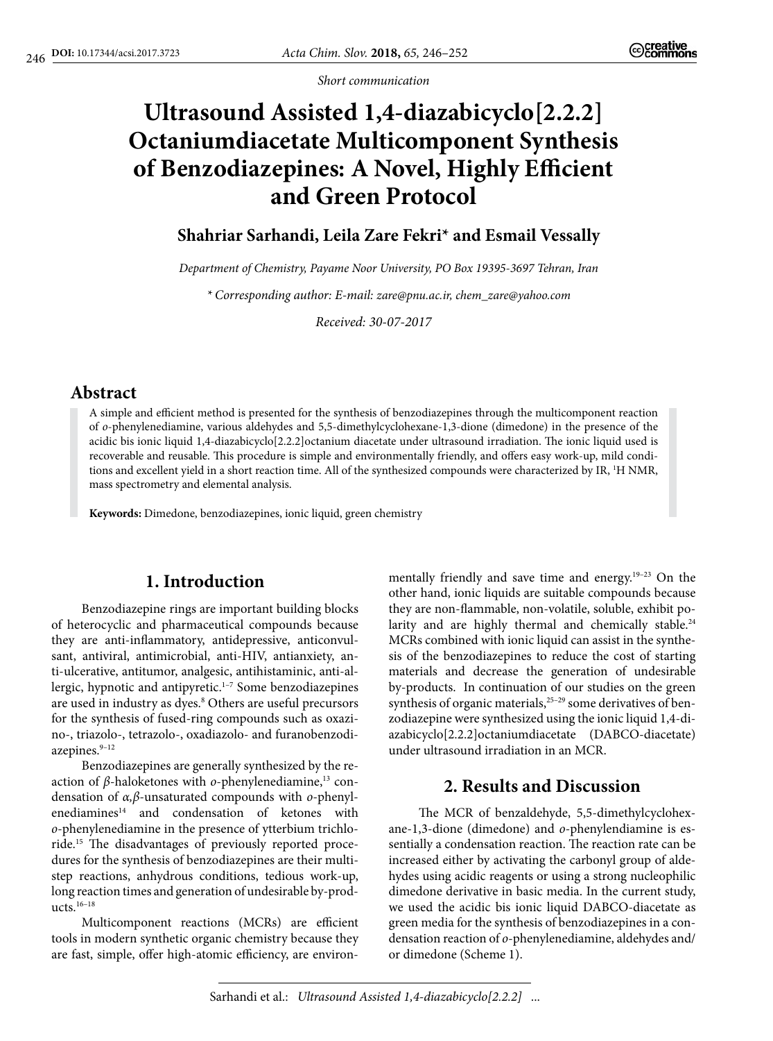*Short communication*

# Ultrasound Assisted 1,4-diazabicyclo[2.2.2] Octaniumdiacetate Multicomponent Synthesis of Benzodiazepines: A Novel, Highly Efficient and Green Protocol

**Shahriar Sarhandi, Leila Zare Fekri* and Esmail Vessally**

*Department of Chemistry, Payame Noor University, PO Box 19395-3697 Tehran, Iran*

*\* Corresponding author: E-mail: zare@pnu.ac.ir, chem_zare@yahoo.com*

*Received: 30-07-2017*

## Abstract

A simple and efficient method is presented for the synthesis of benzodiazepines through the multicomponent reaction of *o*-phenylenediamine, various aldehydes and 5,5-dimethylcyclohexane-1,3-dione (dimedone) in the presence of the acidic bis ionic liquid 1,4-diazabicyclo[2.2.2]octanium diacetate under ultrasound irradiation. The ionic liquid used is recoverable and reusable. This procedure is simple and environmentally friendly, and offers easy work-up, mild conditions and excellent yield in a short reaction time. All of the synthesized compounds were characterized by IR, $^1$H NMR, mass spectrometry and elemental analysis.

**Keywords:** Dimedone, benzodiazepines, ionic liquid, green chemistry

## 1. Introduction

Benzodiazepine rings are important building blocks of heterocyclic and pharmaceutical compounds because they are anti-inflammatory, antidepressive, anticonvulsant, antiviral, antimicrobial, anti-HIV, antianxiety, anti-ulcerative, antitumor, analgesic, antihistaminic, anti-allergic, hypnotic and antipyretic.[1–7] Some benzodiazepines are used in industry as dyes.[8] Others are useful precursors for the synthesis of fused-ring compounds such as oxazino-, triazolo-, tetrazolo-, oxadiazolo- and furanobenzodiazepines.[9–12]

Benzodiazepines are generally synthesized by the reaction of *β*-haloketones with *o*-phenylenediamine,[13] condensation of *α,β*-unsaturated compounds with *o*-phenylenediamines[14] and condensation of ketones with *o*-phenylenediamine in the presence of ytterbium trichloride.[15] The disadvantages of previously reported procedures for the synthesis of benzodiazepines are their multistep reactions, anhydrous conditions, tedious work-up, long reaction times and generation of undesirable by-products.[16–18]

Multicomponent reactions (MCRs) are efficient tools in modern synthetic organic chemistry because they are fast, simple, offer high-atomic efficiency, are environmentally friendly and save time and energy.[19–23] On the other hand, ionic liquids are suitable compounds because they are non-flammable, non-volatile, soluble, exhibit polarity and are highly thermal and chemically stable.[24] MCRs combined with ionic liquid can assist in the synthesis of the benzodiazepines to reduce the cost of starting materials and decrease the generation of undesirable by-products. In continuation of our studies on the green synthesis of organic materials,[25–29] some derivatives of benzodiazepine were synthesized using the ionic liquid 1,4-diazabicyclo[2.2.2]octaniumdiacetate (DABCO-diacetate) under ultrasound irradiation in an MCR.

## 2. Results and Discussion

The MCR of benzaldehyde, 5,5-dimethylcyclohexane-1,3-dione (dimedone) and *o*-phenylendiamine is essentially a condensation reaction. The reaction rate can be increased either by activating the carbonyl group of aldehydes using acidic reagents or using a strong nucleophilic dimedone derivative in basic media. In the current study, we used the acidic bis ionic liquid DABCO-diacetate as green media for the synthesis of benzodiazepines in a condensation reaction of *o*-phenylenediamine, aldehydes and/or dimedone (Scheme 1).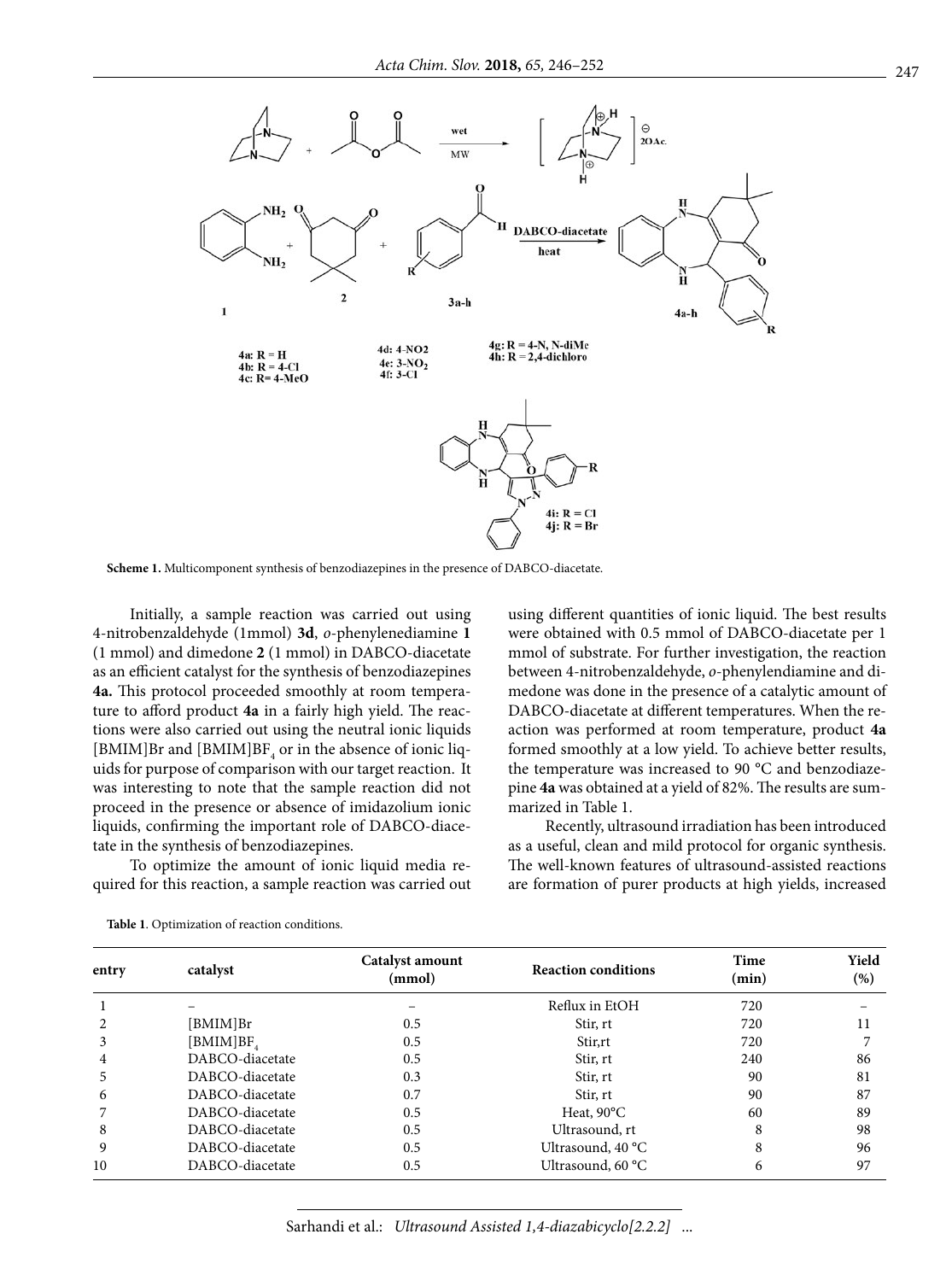**Scheme 1.** Multicomponent synthesis of benzodiazepines in the presence of DABCO-diacetate.

Initially, a sample reaction was carried out using 4-nitrobenzaldehyde (1mmol) **3d**, *o*-phenylenediamine **1** (1 mmol) and dimedone **2** (1 mmol) in DABCO-diacetate as an efficient catalyst for the synthesis of benzodiazepines **4a.** This protocol proceeded smoothly at room temperature to afford product **4a** in a fairly high yield. The reactions were also carried out using the neutral ionic liquids [BMIM]Br and [BMIM]$BF_4$ or in the absence of ionic liquids for purpose of comparison with our target reaction. It was interesting to note that the sample reaction did not proceed in the presence or absence of imidazolium ionic liquids, confirming the important role of DABCO-diacetate in the synthesis of benzodiazepines.

To optimize the amount of ionic liquid media required for this reaction, a sample reaction was carried out using different quantities of ionic liquid. The best results were obtained with 0.5 mmol of DABCO-diacetate per 1 mmol of substrate. For further investigation, the reaction between 4-nitrobenzaldehyde, *o*-phenylendiamine and dimedone was done in the presence of a catalytic amount of DABCO-diacetate at different temperatures. When the reaction was performed at room temperature, product **4a** formed smoothly at a low yield. To achieve better results, the temperature was increased to 90 °C and benzodiazepine **4a** was obtained at a yield of 82%. The results are summarized in Table 1.

Recently, ultrasound irradiation has been introduced as a useful, clean and mild protocol for organic synthesis. The well-known features of ultrasound-assisted reactions are formation of purer products at high yields, increased

**Table 1**. Optimization of reaction conditions.

| entry | catalyst | Catalyst amount (mmol) | Reaction conditions | Time (min) | Yield (%) |
|---|---|---|---|---|---|
| 1 | – | – | Reflux in EtOH | 720 | – |
| 2 | [BMIM]Br | 0.5 | Stir, rt | 720 | 11 |
| 3 | [BMIM]$BF_4$ | 0.5 | Stir,rt | 720 | 7 |
| 4 | DABCO-diacetate | 0.5 | Stir, rt | 240 | 86 |
| 5 | DABCO-diacetate | 0.3 | Stir, rt | 90 | 81 |
| 6 | DABCO-diacetate | 0.7 | Stir, rt | 90 | 87 |
| 7 | DABCO-diacetate | 0.5 | Heat, 90°C | 60 | 89 |
| 8 | DABCO-diacetate | 0.5 | Ultrasound, rt | 8 | 98 |
| 9 | DABCO-diacetate | 0.5 | Ultrasound, 40 °C | 8 | 96 |
| 10 | DABCO-diacetate | 0.5 | Ultrasound, 60 °C | 6 | 97 |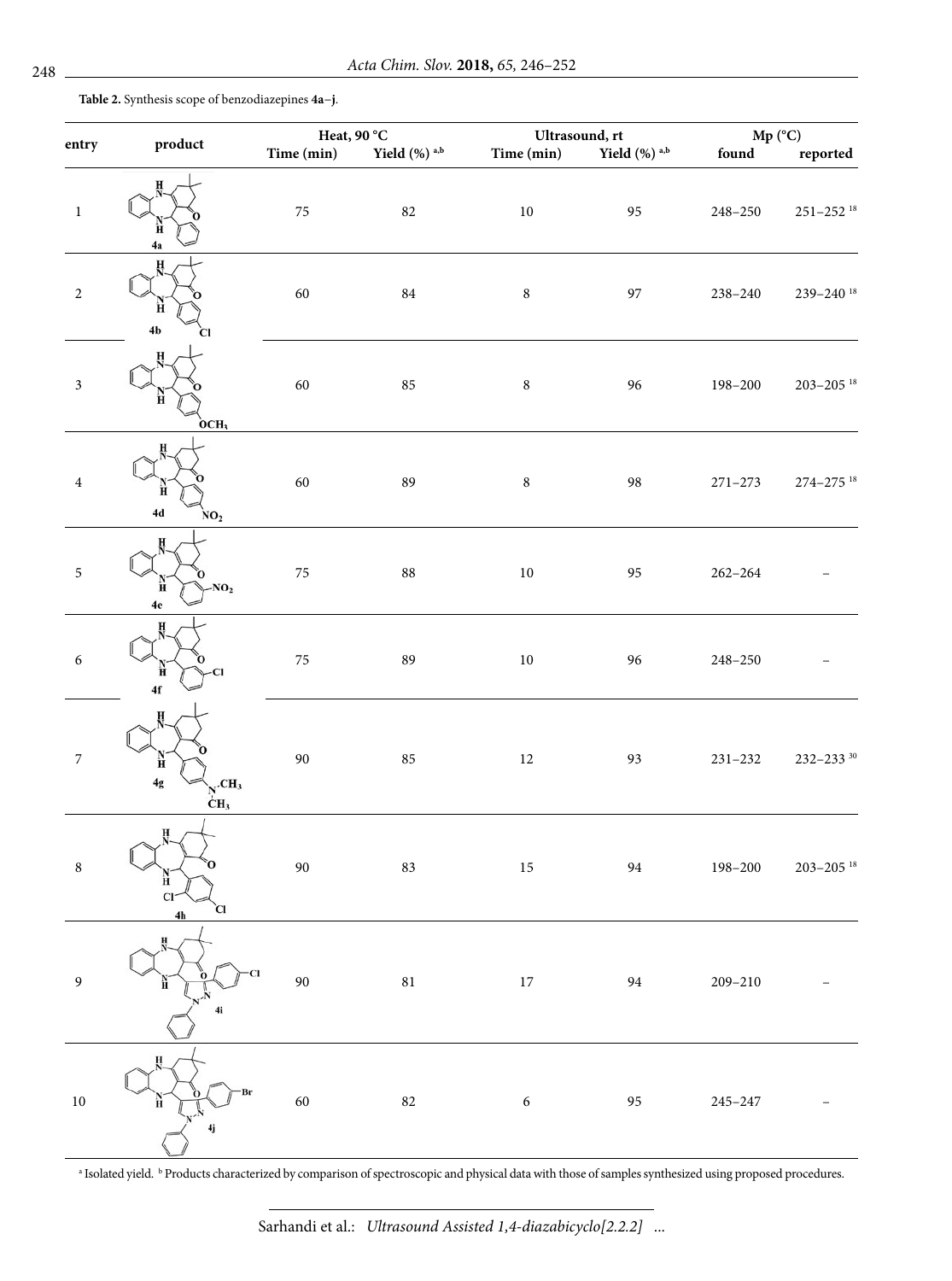**Table 2.** Synthesis scope of benzodiazepines **4a–j**.

| entry | product | Heat, 90 °C | | Ultrasound, rt | | Mp (°C) | |
|---|---|---|---|---|---|---|---|
| | | Time (min) | Yield (%) [a,b] | Time (min) | Yield (%) [a,b] | found | reported |
| 1 | 4a | 75 | 82 | 10 | 95 | 248–250 | 251–252 [18] |
| 2 | 4b | 60 | 84 | 8 | 97 | 238–240 | 239–240 [18] |
| 3 | | 60 | 85 | 8 | 96 | 198–200 | 203–205 [18] |
| 4 | 4d | 60 | 89 | 8 | 98 | 271–273 | 274–275 [18] |
| 5 | 4e | 75 | 88 | 10 | 95 | 262–264 | – |
| 6 | 4f | 75 | 89 | 10 | 96 | 248–250 | – |
| 7 | 4g | 90 | 85 | 12 | 93 | 231–232 | 232–233 [30] |
| 8 | 4h | 90 | 83 | 15 | 94 | 198–200 | 203–205 [18] |
| 9 | 4i | 90 | 81 | 17 | 94 | 209–210 | – |
| 10 | 4j | 60 | 82 | 6 | 95 | 245–247 | – |

[a] Isolated yield. [b] Products characterized by comparison of spectroscopic and physical data with those of samples synthesized using proposed procedures.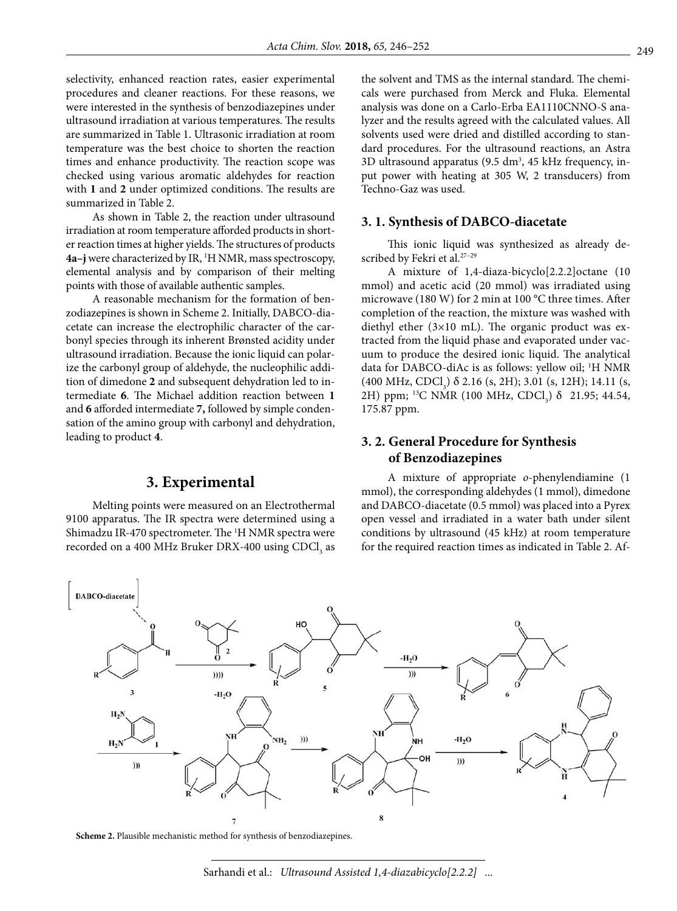selectivity, enhanced reaction rates, easier experimental procedures and cleaner reactions. For these reasons, we were interested in the synthesis of benzodiazepines under ultrasound irradiation at various temperatures. The results are summarized in Table 1. Ultrasonic irradiation at room temperature was the best choice to shorten the reaction times and enhance productivity. The reaction scope was checked using various aromatic aldehydes for reaction with **1** and **2** under optimized conditions. The results are summarized in Table 2.

As shown in Table 2, the reaction under ultrasound irradiation at room temperature afforded products in shorter reaction times at higher yields. The structures of products **4a–j** were characterized by IR, $^1$H NMR, mass spectroscopy, elemental analysis and by comparison of their melting points with those of available authentic samples.

A reasonable mechanism for the formation of benzodiazepines is shown in Scheme 2. Initially, DABCO-diacetate can increase the electrophilic character of the carbonyl species through its inherent Brønsted acidity under ultrasound irradiation. Because the ionic liquid can polarize the carbonyl group of aldehyde, the nucleophilic addition of dimedone **2** and subsequent dehydration led to intermediate **6**. The Michael addition reaction between **1** and **6** afforded intermediate **7,** followed by simple condensation of the amino group with carbonyl and dehydration, leading to product **4**.

# 3. Experimental

Melting points were measured on an Electrothermal 9100 apparatus. The IR spectra were determined using a Shimadzu IR-470 spectrometer. The $^1$H NMR spectra were recorded on a 400 MHz Bruker DRX-400 using $CDCl_3$ as the solvent and TMS as the internal standard. The chemicals were purchased from Merck and Fluka. Elemental analysis was done on a Carlo-Erba EA1110CNNO-S analyzer and the results agreed with the calculated values. All solvents used were dried and distilled according to standard procedures. For the ultrasound reactions, an Astra 3D ultrasound apparatus (9.5 dm$^3$, 45 kHz frequency, input power with heating at 305 W, 2 transducers) from Techno-Gaz was used.

## 3. 1. Synthesis of DABCO-diacetate

This ionic liquid was synthesized as already described by Fekri et al.[27–29]

A mixture of 1,4-diaza-bicyclo[2.2.2]octane (10 mmol) and acetic acid (20 mmol) was irradiated using microwave (180 W) for 2 min at 100 °C three times. After completion of the reaction, the mixture was washed with diethyl ether (3×10 mL). The organic product was extracted from the liquid phase and evaporated under vacuum to produce the desired ionic liquid. The analytical data for DABCO-diAc is as follows: yellow oil; $^1$H NMR (400 MHz, $CDCl_3$) δ 2.16 (s, 2H); 3.01 (s, 12H); 14.11 (s, 2H) ppm; $^{13}$C NMR (100 MHz, $CDCl_3$) δ 21.95; 44.54, 175.87 ppm.

## 3. 2. General Procedure for Synthesis of Benzodiazepines

A mixture of appropriate *o*-phenylendiamine (1 mmol), the corresponding aldehydes (1 mmol), dimedone and DABCO-diacetate (0.5 mmol) was placed into a Pyrex open vessel and irradiated in a water bath under silent conditions by ultrasound (45 kHz) at room temperature for the required reaction times as indicated in Table 2. Af-

**Scheme 2.** Plausible mechanistic method for synthesis of benzodiazepines.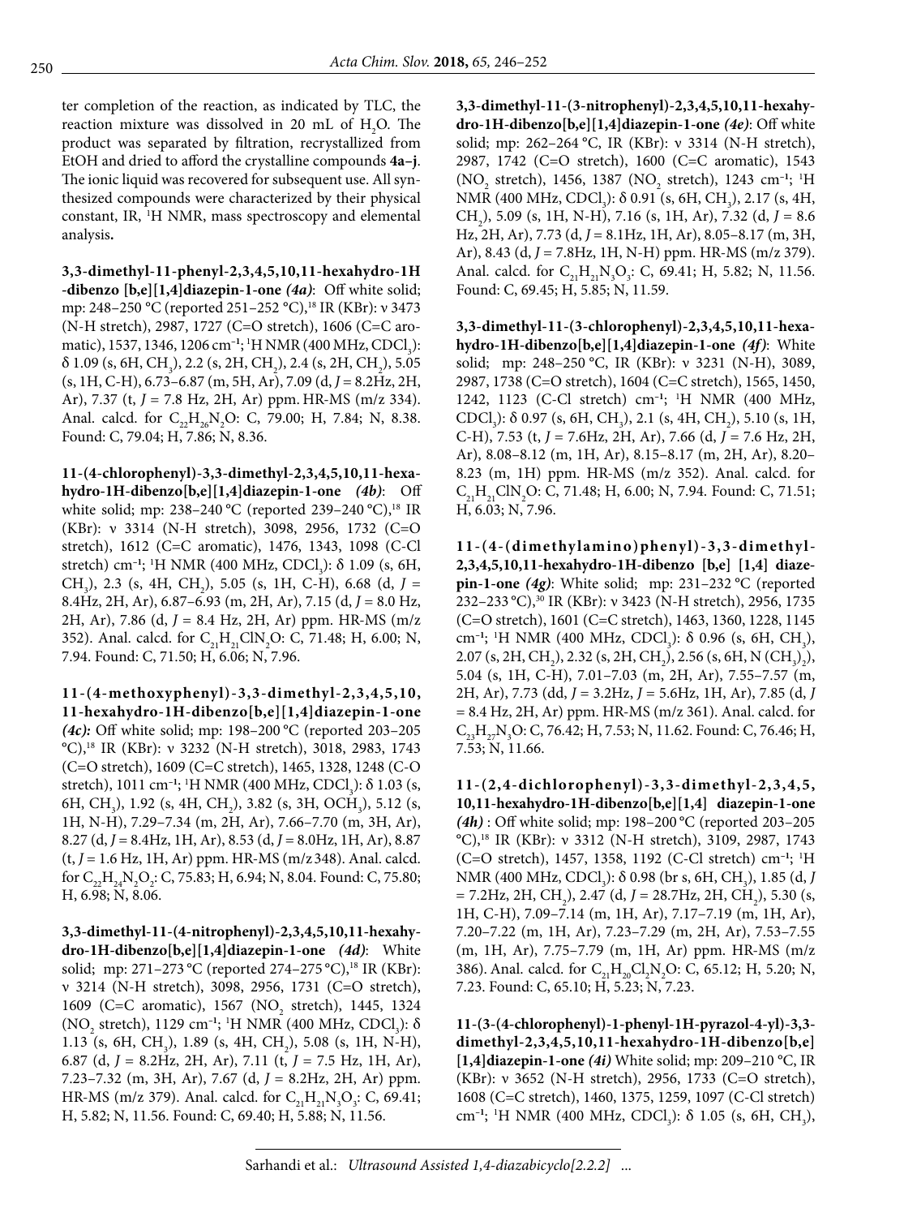ter completion of the reaction, as indicated by TLC, the reaction mixture was dissolved in 20 mL of $H_2O$. The product was separated by filtration, recrystallized from EtOH and dried to afford the crystalline compounds **4a–j**. The ionic liquid was recovered for subsequent use. All synthesized compounds were characterized by their physical constant, IR, $^1H$ NMR, mass spectroscopy and elemental analysis**.**

**3,3-dimethyl-11-phenyl-2,3,4,5,10,11-hexahydro-1H-dibenzo [b,e][1,4]diazepin-1-one *(4a)***: Off white solid; mp: 248–250 °C (reported 251–252 °C),[18] IR (KBr): ν 3473 (N-H stretch), 2987, 1727 (C=O stretch), 1606 (C=C aromatic), 1537, 1346, 1206 $cm^{-1}$; $^1H$ NMR (400 MHz, $CDCl_3$): δ 1.09 (s, 6H, $CH_3$), 2.2 (s, 2H, $CH_2$), 2.4 (s, 2H, $CH_2$), 5.05 (s, 1H, C-H), 6.73–6.87 (m, 5H, Ar), 7.09 (d, *J* = 8.2Hz, 2H, Ar), 7.37 (t, *J* = 7.8 Hz, 2H, Ar) ppm. HR-MS (m/z 334). Anal. calcd. for $C_{22}H_{26}N_2O$: C, 79.00; H, 7.84; N, 8.38. Found: C, 79.04; H, 7.86; N, 8.36.

**11-(4-chlorophenyl)-3,3-dimethyl-2,3,4,5,10,11-hexahydro-1H-dibenzo[b,e][1,4]diazepin-1-one *(4b)***: Off white solid; mp: 238–240 °C (reported 239–240 °C),[18] IR (KBr): ν 3314 (N-H stretch), 3098, 2956, 1732 (C=O stretch), 1612 (C=C aromatic), 1476, 1343, 1098 (C-Cl stretch) $cm^{-1}$; $^1H$ NMR (400 MHz, $CDCl_3$): δ 1.09 (s, 6H, $CH_3$), 2.3 (s, 4H, $CH_2$), 5.05 (s, 1H, C-H), 6.68 (d, *J* = 8.4Hz, 2H, Ar), 6.87–6.93 (m, 2H, Ar), 7.15 (d, *J* = 8.0 Hz, 2H, Ar), 7.86 (d, *J* = 8.4 Hz, 2H, Ar) ppm. HR-MS (m/z 352). Anal. calcd. for $C_{21}H_{21}ClN_2O$: C, 71.48; H, 6.00; N, 7.94. Found: C, 71.50; H, 6.06; N, 7.96.

**11-(4-methoxyphenyl)-3,3-dimethyl-2,3,4,5,10,11-hexahydro-1H-dibenzo[b,e][1,4]diazepin-1-one *(4c):*** Off white solid; mp: 198–200 °C (reported 203–205 °C),[18] IR (KBr): ν 3232 (N-H stretch), 3018, 2983, 1743 (C=O stretch), 1609 (C=C stretch), 1465, 1328, 1248 (C-O stretch), 1011 $cm^{-1}$; $^1H$ NMR (400 MHz, $CDCl_3$): δ 1.03 (s, 6H, $CH_3$), 1.92 (s, 4H, $CH_2$), 3.82 (s, 3H, $OCH_3$), 5.12 (s, 1H, N-H), 7.29–7.34 (m, 2H, Ar), 7.66–7.70 (m, 3H, Ar), 8.27 (d, *J* = 8.4Hz, 1H, Ar), 8.53 (d, *J* = 8.0Hz, 1H, Ar), 8.87 (t, *J* = 1.6 Hz, 1H, Ar) ppm. HR-MS (m/z 348). Anal. calcd. for $C_{22}H_{24}N_2O_2$: C, 75.83; H, 6.94; N, 8.04. Found: C, 75.80; H, 6.98; N, 8.06.

**3,3-dimethyl-11-(4-nitrophenyl)-2,3,4,5,10,11-hexahydro-1H-dibenzo[b,e][1,4]diazepin-1-one *(4d)***: White solid; mp: 271–273 °C (reported 274–275 °C),[18] IR (KBr): ν 3214 (N-H stretch), 3098, 2956, 1731 (C=O stretch), 1609 (C=C aromatic), 1567 ($NO_2$ stretch), 1445, 1324 ($NO_2$ stretch), 1129 $cm^{-1}$; $^1H$ NMR (400 MHz, $CDCl_3$): δ 1.13 (s, 6H, $CH_3$), 1.89 (s, 4H, $CH_2$), 5.08 (s, 1H, N-H), 6.87 (d, *J* = 8.2Hz, 2H, Ar), 7.11 (t, *J* = 7.5 Hz, 1H, Ar), 7.23–7.32 (m, 3H, Ar), 7.67 (d, *J* = 8.2Hz, 2H, Ar) ppm. HR-MS (m/z 379). Anal. calcd. for $C_{21}H_{21}N_3O_3$: C, 69.41; H, 5.82; N, 11.56. Found: C, 69.40; H, 5.88; N, 11.56.

**3,3-dimethyl-11-(3-nitrophenyl)-2,3,4,5,10,11-hexahydro-1H-dibenzo[b,e][1,4]diazepin-1-one *(4e)***: Off white solid; mp: 262–264 °C, IR (KBr): ν 3314 (N-H stretch), 2987, 1742 (C=O stretch), 1600 (C=C aromatic), 1543 ($NO_2$ stretch), 1456, 1387 ($NO_2$ stretch), 1243 $cm^{-1}$; $^1H$ NMR (400 MHz, $CDCl_3$): δ 0.91 (s, 6H, $CH_3$), 2.17 (s, 4H, $CH_2$), 5.09 (s, 1H, N-H), 7.16 (s, 1H, Ar), 7.32 (d, *J* = 8.6 Hz, 2H, Ar), 7.73 (d, *J* = 8.1Hz, 1H, Ar), 8.05–8.17 (m, 3H, Ar), 8.43 (d, *J* = 7.8Hz, 1H, N-H) ppm. HR-MS (m/z 379). Anal. calcd. for $C_{21}H_{21}N_3O_3$: C, 69.41; H, 5.82; N, 11.56. Found: C, 69.45; H, 5.85; N, 11.59.

**3,3-dimethyl-11-(3-chlorophenyl)-2,3,4,5,10,11-hexahydro-1H-dibenzo[b,e][1,4]diazepin-1-one *(4f)***: White solid; mp: 248–250 °C, IR (KBr): ν 3231 (N-H), 3089, 2987, 1738 (C=O stretch), 1604 (C=C stretch), 1565, 1450, 1242, 1123 (C-Cl stretch) $cm^{-1}$; $^1H$ NMR (400 MHz, $CDCl_3$): δ 0.97 (s, 6H, $CH_3$), 2.1 (s, 4H, $CH_2$), 5.10 (s, 1H, C-H), 7.53 (t, *J* = 7.6Hz, 2H, Ar), 7.66 (d, *J* = 7.6 Hz, 2H, Ar), 8.08–8.12 (m, 1H, Ar), 8.15–8.17 (m, 2H, Ar), 8.20–8.23 (m, 1H) ppm. HR-MS (m/z 352). Anal. calcd. for $C_{21}H_{21}ClN_2O$: C, 71.48; H, 6.00; N, 7.94. Found: C, 71.51; H, 6.03; N, 7.96.

**11-(4-(dimethylamino)phenyl)-3,3-dimethyl-2,3,4,5,10,11-hexahydro-1H-dibenzo [b,e] [1,4] diazepin-1-one *(4g)***: White solid; mp: 231–232 °C (reported 232–233 °C),[30] IR (KBr): ν 3423 (N-H stretch), 2956, 1735 (C=O stretch), 1601 (C=C stretch), 1463, 1360, 1228, 1145 $cm^{-1}$; $^1H$ NMR (400 MHz, $CDCl_3$): δ 0.96 (s, 6H, $CH_3$), 2.07 (s, 2H, $CH_2$), 2.32 (s, 2H, $CH_2$), 2.56 (s, 6H, N $(CH_3)_2$), 5.04 (s, 1H, C-H), 7.01–7.03 (m, 2H, Ar), 7.55–7.57 (m, 2H, Ar), 7.73 (dd, *J* = 3.2Hz, *J* = 5.6Hz, 1H, Ar), 7.85 (d, *J* = 8.4 Hz, 2H, Ar) ppm. HR-MS (m/z 361). Anal. calcd. for $C_{23}H_{27}N_3O$: C, 76.42; H, 7.53; N, 11.62. Found: C, 76.46; H, 7.53; N, 11.66.

**11-(2,4-dichlorophenyl)-3,3-dimethyl-2,3,4,5,10,11-hexahydro-1H-dibenzo[b,e][1,4] diazepin-1-one *(4h)*** : Off white solid; mp: 198–200 °C (reported 203–205 °C),[18] IR (KBr): ν 3312 (N-H stretch), 3109, 2987, 1743 (C=O stretch), 1457, 1358, 1192 (C-Cl stretch) $cm^{-1}$; $^1H$ NMR (400 MHz, $CDCl_3$): δ 0.98 (br s, 6H, $CH_3$), 1.85 (d, *J* = 7.2Hz, 2H, $CH_2$), 2.47 (d, *J* = 28.7Hz, 2H, $CH_2$), 5.30 (s, 1H, C-H), 7.09–7.14 (m, 1H, Ar), 7.17–7.19 (m, 1H, Ar), 7.20–7.22 (m, 1H, Ar), 7.23–7.29 (m, 2H, Ar), 7.53–7.55 (m, 1H, Ar), 7.75–7.79 (m, 1H, Ar) ppm. HR-MS (m/z 386). Anal. calcd. for $C_{21}H_{20}Cl_2N_2O$: C, 65.12; H, 5.20; N, 7.23. Found: C, 65.10; H, 5.23; N, 7.23.

**11-(3-(4-chlorophenyl)-1-phenyl-1H-pyrazol-4-yl)-3,3-dimethyl-2,3,4,5,10,11-hexahydro-1H-dibenzo[b,e][1,4]diazepin-1-one *(4i)*** White solid; mp: 209–210 °C, IR (KBr): ν 3652 (N-H stretch), 2956, 1733 (C=O stretch), 1608 (C=C stretch), 1460, 1375, 1259, 1097 (C-Cl stretch) $cm^{-1}$; $^1H$ NMR (400 MHz, $CDCl_3$): δ 1.05 (s, 6H, $CH_3$),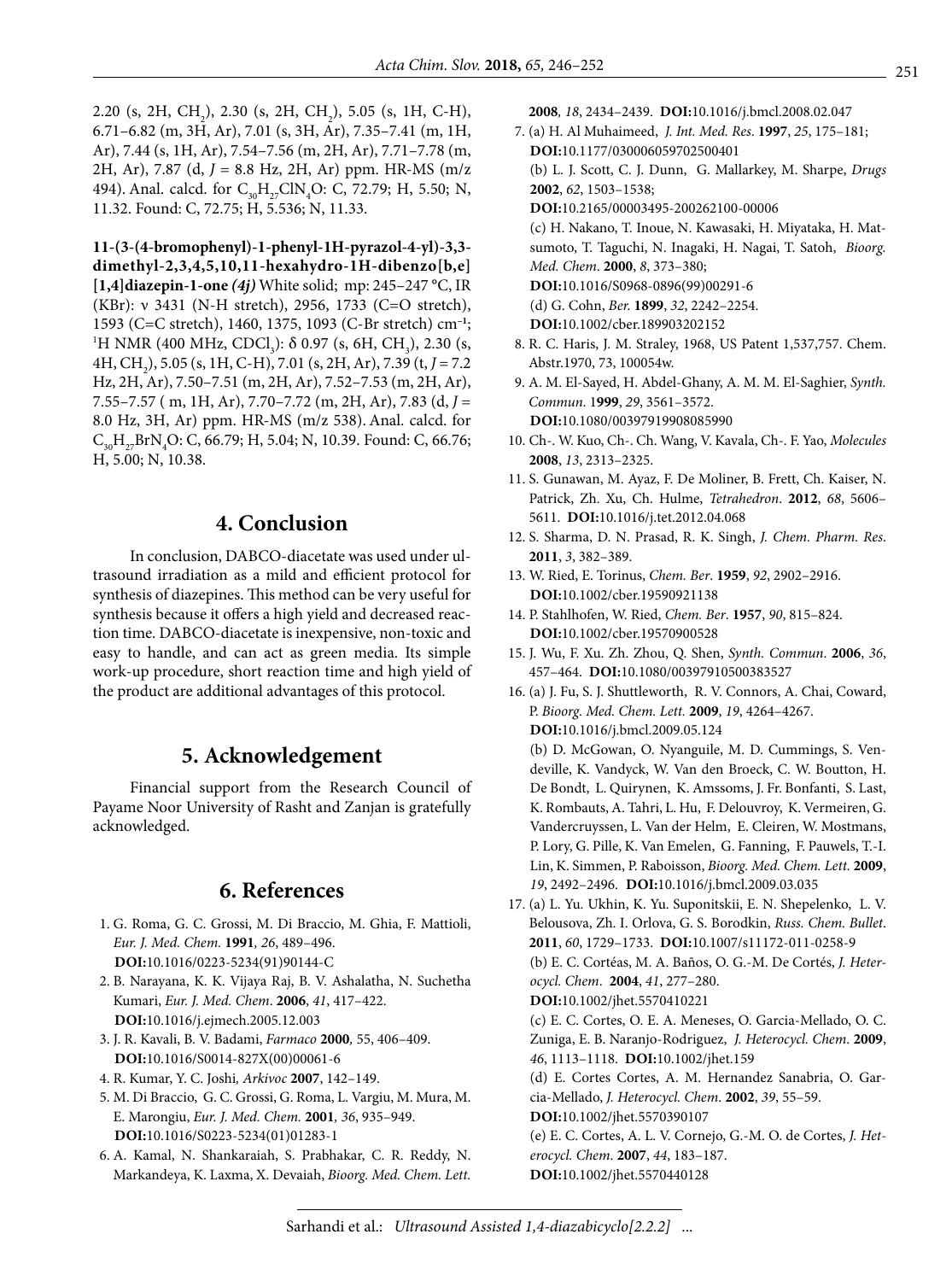2.20 (s, 2H, $CH_2$), 2.30 (s, 2H, $CH_2$), 5.05 (s, 1H, C-H), 6.71–6.82 (m, 3H, Ar), 7.01 (s, 3H, Ar), 7.35–7.41 (m, 1H, Ar), 7.44 (s, 1H, Ar), 7.54–7.56 (m, 2H, Ar), 7.71–7.78 (m, 2H, Ar), 7.87 (d, $J$ = 8.8 Hz, 2H, Ar) ppm. HR-MS (m/z 494). Anal. calcd. for $C_{30}H_{27}ClN_4O$: C, 72.79; H, 5.50; N, 11.32. Found: C, 72.75; H, 5.536; N, 11.33.

**11-(3-(4-bromophenyl)-1-phenyl-1H-pyrazol-4-yl)-3,3-dimethyl-2,3,4,5,10,11-hexahydro-1H-dibenzo[b,e][1,4]diazepin-1-one *(4j)*** White solid; mp: 245–247 °C, IR (KBr): ν 3431 (N-H stretch), 2956, 1733 (C=O stretch), 1593 (C=C stretch), 1460, 1375, 1093 (C-Br stretch) $cm^{-1}$; $^1$H NMR (400 MHz, $CDCl_3$): δ 0.97 (s, 6H, $CH_3$), 2.30 (s, 4H, $CH_2$), 5.05 (s, 1H, C-H), 7.01 (s, 2H, Ar), 7.39 (t, $J$ = 7.2 Hz, 2H, Ar), 7.50–7.51 (m, 2H, Ar), 7.52–7.53 (m, 2H, Ar), 7.55–7.57 ( m, 1H, Ar), 7.70–7.72 (m, 2H, Ar), 7.83 (d, $J$ = 8.0 Hz, 3H, Ar) ppm. HR-MS (m/z 538). Anal. calcd. for $C_{30}H_{27}BrN_4O$: C, 66.79; H, 5.04; N, 10.39. Found: C, 66.76; H, 5.00; N, 10.38.

## 4. Conclusion

In conclusion, DABCO-diacetate was used under ultrasound irradiation as a mild and efficient protocol for synthesis of diazepines. This method can be very useful for synthesis because it offers a high yield and decreased reaction time. DABCO-diacetate is inexpensive, non-toxic and easy to handle, and can act as green media. Its simple work-up procedure, short reaction time and high yield of the product are additional advantages of this protocol.

## 5. Acknowledgement

Financial support from the Research Council of Payame Noor University of Rasht and Zanjan is gratefully acknowledged.

## 6. References

1. G. Roma, G. C. Grossi, M. Di Braccio, M. Ghia, F. Mattioli, *Eur. J. Med. Chem.* **1991**, *26*, 489–496. **DOI:**10.1016/0223-5234(91)90144-C
2. B. Narayana, K. K. Vijaya Raj, B. V. Ashalatha, N. Suchetha Kumari, *Eur. J. Med. Chem*. **2006**, *41*, 417–422. **DOI:**10.1016/j.ejmech.2005.12.003
3. J. R. Kavali, B. V. Badami, *Farmaco* **2000**, 55, 406–409. **DOI:**10.1016/S0014-827X(00)00061-6
4. R. Kumar, Y. C. Joshi, *Arkivoc* **2007**, 142–149.
5. M. Di Braccio, G. C. Grossi, G. Roma, L. Vargiu, M. Mura, M. E. Marongiu, *Eur. J. Med. Chem.* **2001**, *36*, 935–949. **DOI:**10.1016/S0223-5234(01)01283-1
6. A. Kamal, N. Shankaraiah, S. Prabhakar, C. R. Reddy, N. Markandeya, K. Laxma, X. Devaiah, *Bioorg. Med. Chem. Lett.* **2008**, *18*, 2434–2439. **DOI:**10.1016/j.bmcl.2008.02.047
7. (a) H. Al Muhaimeed, *J. Int. Med. Res*. **1997**, *25*, 175–181; **DOI:**10.1177/030006059702500401
   (b) L. J. Scott, C. J. Dunn, G. Mallarkey, M. Sharpe, *Drugs* **2002**, *62*, 1503–1538; **DOI:**10.2165/00003495-200262100-00006
   (c) H. Nakano, T. Inoue, N. Kawasaki, H. Miyataka, H. Matsumoto, T. Taguchi, N. Inagaki, H. Nagai, T. Satoh, *Bioorg. Med. Chem*. **2000**, *8*, 373–380; **DOI:**10.1016/S0968-0896(99)00291-6
   (d) G. Cohn, *Ber.* **1899**, *32*, 2242–2254. **DOI:**10.1002/cber.189903202152
8. R. C. Haris, J. M. Straley, 1968, US Patent 1,537,757. Chem. Abstr.1970, 73, 100054w.
9. A. M. El-Sayed, H. Abdel-Ghany, A. M. M. El-Saghier, *Synth. Commun*. 1**999**, *29*, 3561–3572. **DOI:**10.1080/00397919908085990
10. Ch-. W. Kuo, Ch-. Ch. Wang, V. Kavala, Ch-. F. Yao, *Molecules* **2008**, *13*, 2313–2325.
11. S. Gunawan, M. Ayaz, F. De Moliner, B. Frett, Ch. Kaiser, N. Patrick, Zh. Xu, Ch. Hulme, *Tetrahedron*. **2012**, *68*, 5606–5611. **DOI:**10.1016/j.tet.2012.04.068
12. S. Sharma, D. N. Prasad, R. K. Singh, *J. Chem. Pharm. Res*. **2011**, *3*, 382–389.
13. W. Ried, E. Torinus, *Chem. Ber*. **1959**, *92*, 2902–2916. **DOI:**10.1002/cber.19590921138
14. P. Stahlhofen, W. Ried, *Chem. Ber*. **1957**, *90*, 815–824. **DOI:**10.1002/cber.19570900528
15. J. Wu, F. Xu. Zh. Zhou, Q. Shen, *Synth. Commun*. **2006**, *36*, 457–464. **DOI:**10.1080/00397910500383527
16. (a) J. Fu, S. J. Shuttleworth, R. V. Connors, A. Chai, Coward, P. *Bioorg. Med. Chem. Lett.* **2009**, *19*, 4264–4267. **DOI:**10.1016/j.bmcl.2009.05.124
    (b) D. McGowan, O. Nyanguile, M. D. Cummings, S. Vendeville, K. Vandyck, W. Van den Broeck, C. W. Boutton, H. De Bondt, L. Quirynen, K. Amssoms, J. Fr. Bonfanti, S. Last, K. Rombauts, A. Tahri, L. Hu, F. Delouvroy, K. Vermeiren, G. Vandercruyssen, L. Van der Helm, E. Cleiren, W. Mostmans, P. Lory, G. Pille, K. Van Emelen, G. Fanning, F. Pauwels, T.-I. Lin, K. Simmen, P. Raboisson, *Bioorg. Med. Chem. Lett.* **2009**, *19*, 2492–2496. **DOI:**10.1016/j.bmcl.2009.03.035
17. (a) L. Yu. Ukhin, K. Yu. Suponitskii, E. N. Shepelenko, L. V. Belousova, Zh. I. Orlova, G. S. Borodkin, *Russ. Chem. Bullet*. **2011**, *60*, 1729–1733. **DOI:**10.1007/s11172-011-0258-9
    (b) E. C. Cortéas, M. A. Baños, O. G.-M. De Cortés, *J. Heterocycl. Chem*. **2004**, *41*, 277–280. **DOI:**10.1002/jhet.5570410221
    (c) E. C. Cortes, O. E. A. Meneses, O. Garcia-Mellado, O. C. Zuniga, E. B. Naranjo-Rodriguez, *J. Heterocycl. Chem*. **2009**, *46*, 1113–1118. **DOI:**10.1002/jhet.159
    (d) E. Cortes Cortes, A. M. Hernandez Sanabria, O. Garcia-Mellado, *J. Heterocycl. Chem*. **2002**, *39*, 55–59. **DOI:**10.1002/jhet.5570390107
    (e) E. C. Cortes, A. L. V. Cornejo, G.-M. O. de Cortes, *J. Heterocycl. Chem*. **2007**, *44*, 183–187. **DOI:**10.1002/jhet.5570440128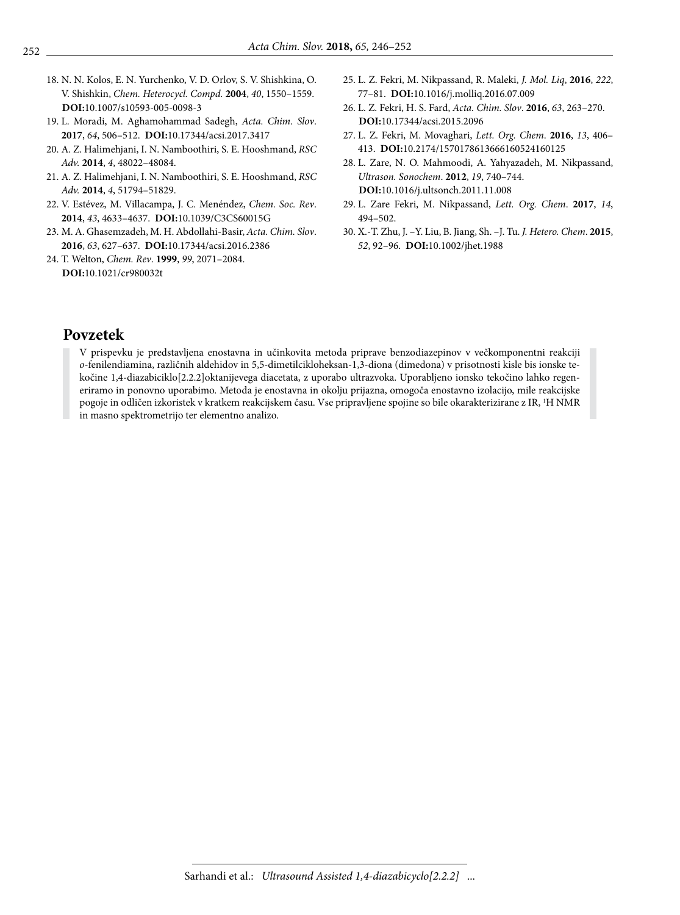18. N. N. Kolos, E. N. Yurchenko, V. D. Orlov, S. V. Shishkina, O. V. Shishkin, *Chem. Heterocycl. Compd.* **2004**, *40*, 1550–1559. **DOI:**10.1007/s10593-005-0098-3
19. L. Moradi, M. Aghamohammad Sadegh, *Acta. Chim. Slov*. **2017**, *64*, 506–512. **DOI:**10.17344/acsi.2017.3417
20. A. Z. Halimehjani, I. N. Namboothiri, S. E. Hooshmand, *RSC Adv.* **2014**, *4*, 48022–48084.
21. A. Z. Halimehjani, I. N. Namboothiri, S. E. Hooshmand, *RSC Adv.* **2014**, *4*, 51794–51829.
22. V. Estévez, M. Villacampa, J. C. Menéndez, *Chem. Soc. Rev*. **2014**, *43*, 4633–4637. **DOI:**10.1039/C3CS60015G
23. M. A. Ghasemzadeh, M. H. Abdollahi-Basir, *Acta. Chim. Slov*. **2016**, *63*, 627–637. **DOI:**10.17344/acsi.2016.2386
24. T. Welton, *Chem. Rev*. **1999**, *99*, 2071–2084. **DOI:**10.1021/cr980032t
25. L. Z. Fekri, M. Nikpassand, R. Maleki, *J. Mol. Liq*, **2016**, *222*, 77–81. **DOI:**10.1016/j.molliq.2016.07.009
26. L. Z. Fekri, H. S. Fard, *Acta. Chim. Slov*. **2016**, *63*, 263–270. **DOI:**10.17344/acsi.2015.2096
27. L. Z. Fekri, M. Movaghari, *Lett. Org. Chem.* **2016**, *13*, 406–413. **DOI:**10.2174/1570178613666160524160125
28. L. Zare, N. O. Mahmoodi, A. Yahyazadeh, M. Nikpassand, *Ultrason. Sonochem*. **2012**, *19*, 740–744. **DOI:**10.1016/j.ultsonch.2011.11.008
29. L. Zare Fekri, M. Nikpassand, *Lett. Org. Chem*. **2017**, *14*, 494–502.
30. X.-T. Zhu, J. –Y. Liu, B. Jiang, Sh. –J. Tu. *J. Hetero. Chem*. **2015**, *52*, 92–96. **DOI:**10.1002/jhet.1988

## Povzetek

V prispevku je predstavljena enostavna in učinkovita metoda priprave benzodiazepinov v večkomponentni reakciji *o*-fenilendiamina, različnih aldehidov in 5,5-dimetilcikloheksan-1,3-diona (dimedona) v prisotnosti kisle bis ionske tekočine 1,4-diazabiciklo[2.2.2]oktanijevega diacetata, z uporabo ultrazvoka. Uporabljeno ionsko tekočino lahko regeneriramo in ponovno uporabimo. Metoda je enostavna in okolju prijazna, omogoča enostavno izolacijo, mile reakcijske pogoje in odličen izkoristek v kratkem reakcijskem času. Vse pripravljene spojine so bile okarakterizirane z IR, $^{1}$H NMR in masno spektrometrijo ter elementno analizo.